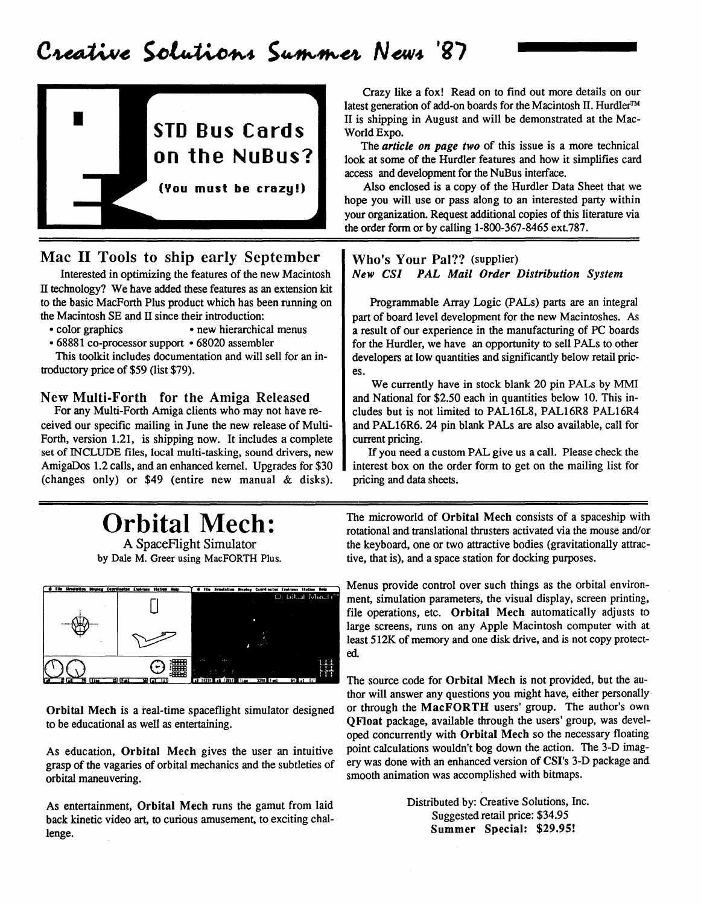# Creative Solutions Summer News '87

## STD Bus Cards on the NuBus?

**(You must be crazy!)**

Crazy like a fox! Read on to find out more details on our latest generation of add-on boards for the Macintosh II. Hurdler™ II is shipping in August and will be demonstrated at the MacWorld Expo.

The ***article on page two*** of this issue is a more technical look at some of the Hurdler features and how it simplifies card access and development for the NuBus interface.

Also enclosed is a copy of the Hurdler Data Sheet that we hope you will use or pass along to an interested party within your organization. Request additional copies of this literature via the order form or by calling 1-800-367-8465 ext.787.

## Mac II Tools to ship early September

Interested in optimizing the features of the new Macintosh II technology? We have added these features as an extension kit to the basic MacForth Plus product which has been running on the Macintosh SE and II since their introduction:

- color graphics
- new hierarchical menus
- 68881 co-processor support
- 68020 assembler

This toolkit includes documentation and will sell for an introductory price of $59 (list $79).

## New Multi-Forth for the Amiga Released

For any Multi-Forth Amiga clients who may not have received our specific mailing in June the new release of Multi-Forth, version 1.21, is shipping now. It includes a complete set of INCLUDE files, local multi-tasking, sound drivers, new AmigaDos 1.2 calls, and an enhanced kernel. Upgrades for $30 (changes only) or $49 (entire new manual & disks).

## Who's Your Pal?? (supplier)

***New CSI PAL Mail Order Distribution System***

Programmable Array Logic (PALs) parts are an integral part of board level development for the new Macintoshes. As a result of our experience in the manufacturing of PC boards for the Hurdler, we have an opportunity to sell PALs to other developers at low quantities and significantly below retail prices.

We currently have in stock blank 20 pin PALs by MMI and National for $2.50 each in quantities below 10. This includes but is not limited to PAL16L8, PAL16R8 PAL16R4 and PAL16R6. 24 pin blank PALs are also available, call for current pricing.

If you need a custom PAL give us a call. Please check the interest box on the order form to get on the mailing list for pricing and data sheets.

# Orbital Mech:

A SpaceFlight Simulator

by Dale M. Greer using MacFORTH Plus.

**Orbital Mech** is a real-time spaceflight simulator designed to be educational as well as entertaining.

As education, **Orbital Mech** gives the user an intuitive grasp of the vagaries of orbital mechanics and the subtleties of orbital maneuvering.

As entertainment, **Orbital Mech** runs the gamut from laid back kinetic video art, to curious amusement, to exciting challenge.

The microworld of **Orbital Mech** consists of a spaceship with rotational and translational thrusters activated via the mouse and/or the keyboard, one or two attractive bodies (gravitationally attractive, that is), and a space station for docking purposes.

Menus provide control over such things as the orbital environment, simulation parameters, the visual display, screen printing, file operations, etc. **Orbital Mech** automatically adjusts to large screens, runs on any Apple Macintosh computer with at least 512K of memory and one disk drive, and is not copy protected.

The source code for **Orbital Mech** is not provided, but the author will answer any questions you might have, either personally or through the **MacFORTH** users' group. The author's own **QFloat** package, available through the users' group, was developed concurrently with **Orbital Mech** so the necessary floating point calculations wouldn't bog down the action. The 3-D imagery was done with an enhanced version of CSI's 3-D package and smooth animation was accomplished with bitmaps.

Distributed by: Creative Solutions, Inc.
Suggested retail price: $34.95
**Summer Special: $29.95!**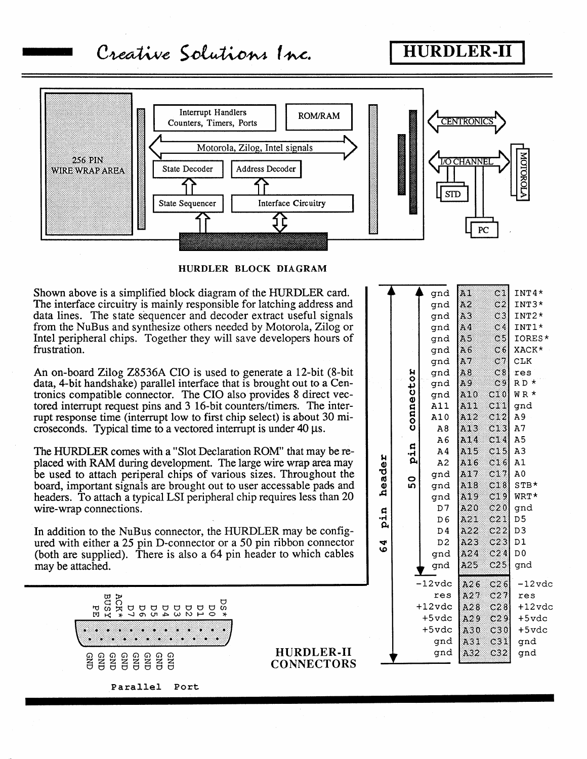# Creative Solutions Inc. — HURDLER-II

256 PIN WIRE WRAP AREA

Interrupt Handlers Counters, Timers, Ports

ROM/RAM

Motorola, Zilog, Intel signals

State Decoder

Address Decoder

State Sequencer

Interface Circuitry

CENTRONICS

I/O CHANNEL

STD

PC

MOTOROLA

**HURDLER BLOCK DIAGRAM**

Shown above is a simplified block diagram of the HURDLER card. The interface circuitry is mainly responsible for latching address and data lines. The state sequencer and decoder extract useful signals from the NuBus and synthesize others needed by Motorola, Zilog or Intel peripheral chips. Together they will save developers hours of frustration.

An on-board Zilog Z8536A CIO is used to generate a 12-bit (8-bit data, 4-bit handshake) parallel interface that is brought out to a Centronics compatible connector. The CIO also provides 8 direct vectored interrupt request pins and 3 16-bit counters/timers. The interrupt response time (interrupt low to first chip select) is about 30 microseconds. Typical time to a vectored interrupt is under 40 µs.

The HURDLER comes with a "Slot Declaration ROM" that may be replaced with RAM during development. The large wire wrap area may be used to attach periperal chips of various sizes. Throughout the board, important signals are brought out to user accessable pads and headers. To attach a typical LSI peripheral chip requires less than 20 wire-wrap connections.

In addition to the NuBus connector, the HURDLER may be configured with either a 25 pin D-connector or a 50 pin ribbon connector (both are supplied). There is also a 64 pin header to which cables may be attached.

**Parallel Port** (25 pin D-connector)

Top row: DS*, D0, D1, D2, D3, D4, D5, D6, D7, ACK*, BUSY, PE

Bottom row: GND, GND, GND, GND, GND, GND, GND, GND

**64 pin header / 50 pin connector** (50 pin connector: rows 1–25; 64 pin header: rows 1–32)

| Signal | Pin | Pin | Signal |
|---|---|---|---|
| gnd | A1 | C1 | INT4* |
| gnd | A2 | C2 | INT3* |
| gnd | A3 | C3 | INT2* |
| gnd | A4 | C4 | INT1* |
| gnd | A5 | C5 | IORES* |
| gnd | A6 | C6 | XACK* |
| gnd | A7 | C7 | CLK |
| gnd | A8 | C8 | res |
| gnd | A9 | C9 | RD* |
| gnd | A10 | C10 | WR* |
| A11 | A11 | C11 | gnd |
| A10 | A12 | C12 | A9 |
| A8 | A13 | C13 | A7 |
| A6 | A14 | C14 | A5 |
| A4 | A15 | C15 | A3 |
| A2 | A16 | C16 | A1 |
| gnd | A17 | C17 | A0 |
| gnd | A18 | C18 | STB* |
| gnd | A19 | C19 | WRT* |
| D7 | A20 | C20 | gnd |
| D6 | A21 | C21 | D5 |
| D4 | A22 | C22 | D3 |
| D2 | A23 | C23 | D1 |
| gnd | A24 | C24 | D0 |
| gnd | A25 | C25 | gnd |
| -12vdc | A26 | C26 | -12vdc |
| res | A27 | C27 | res |
| +12vdc | A28 | C28 | +12vdc |
| +5vdc | A29 | C29 | +5vdc |
| +5vdc | A30 | C30 | +5vdc |
| gnd | A31 | C31 | gnd |
| gnd | A32 | C32 | gnd |

**HURDLER-II CONNECTORS**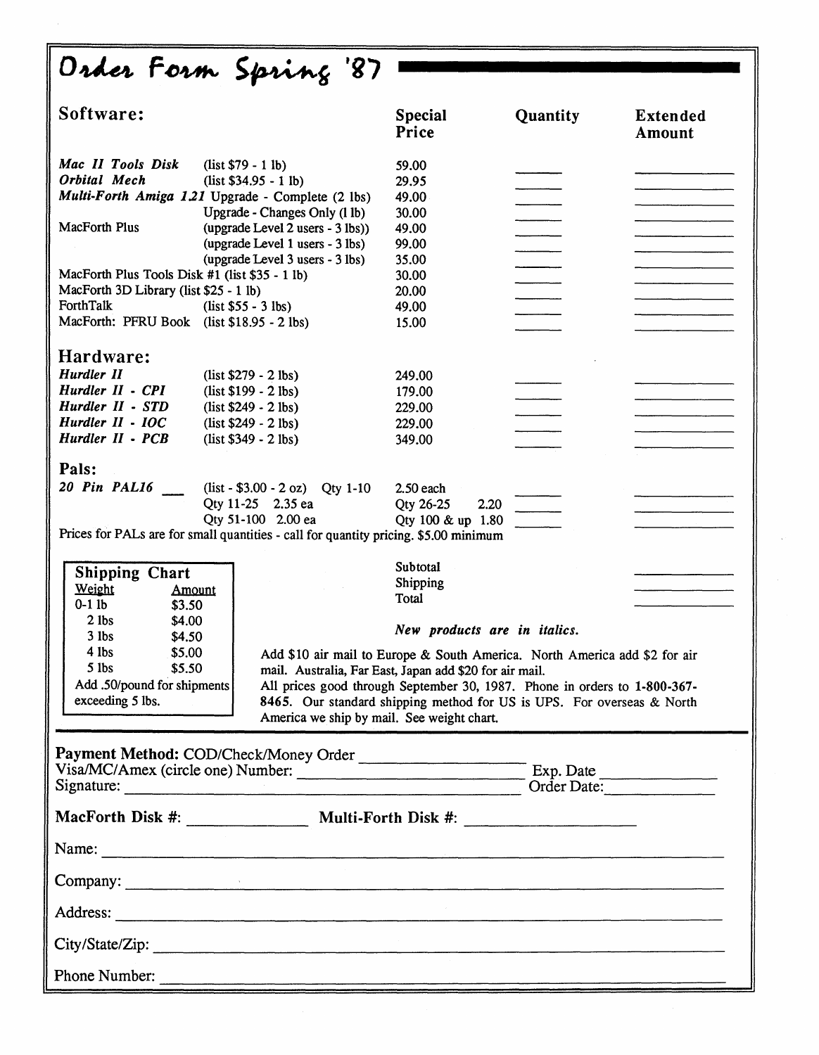# Order Form Spring '87

| Software: | | Special Price | Quantity | Extended Amount |
|---|---|---|---|---|
| *Mac II Tools Disk* | (list $79 - 1 lb) | 59.00 | ______ | ______ |
| *Orbital Mech* | (list $34.95 - 1 lb) | 29.95 | ______ | ______ |
| *Multi-Forth Amiga 1.21* | Upgrade - Complete (2 lbs) | 49.00 | ______ | ______ |
| | Upgrade - Changes Only (1 lb) | 30.00 | ______ | ______ |
| MacForth Plus | (upgrade Level 2 users - 3 lbs)) | 49.00 | ______ | ______ |
| | (upgrade Level 1 users - 3 lbs) | 99.00 | ______ | ______ |
| | (upgrade Level 3 users - 3 lbs) | 35.00 | ______ | ______ |
| MacForth Plus Tools Disk #1 (list $35 - 1 lb) | | 30.00 | ______ | ______ |
| MacForth 3D Library (list $25 - 1 lb) | | 20.00 | ______ | ______ |
| ForthTalk | (list $55 - 3 lbs) | 49.00 | ______ | ______ |
| MacForth: PFRU Book | (list $18.95 - 2 lbs) | 15.00 | ______ | ______ |
| **Hardware:** | | | | |
| *Hurdler II* | (list $279 - 2 lbs) | 249.00 | ______ | ______ |
| *Hurdler II - CPI* | (list $199 - 2 lbs) | 179.00 | ______ | ______ |
| *Hurdler II - STD* | (list $249 - 2 lbs) | 229.00 | ______ | ______ |
| *Hurdler II - IOC* | (list $249 - 2 lbs) | 229.00 | ______ | ______ |
| *Hurdler II - PCB* | (list $349 - 2 lbs) | 349.00 | ______ | ______ |
| **Pals:** | | | | |
| *20 Pin PAL16* ___ | (list - $3.00 - 2 oz) Qty 1-10 | 2.50 each | ______ | ______ |
| | Qty 11-25 2.35 ea | Qty 26-25 2.20 | ______ | ______ |
| | Qty 51-100 2.00 ea | Qty 100 & up 1.80 | ______ | ______ |

Prices for PALs are for small quantities - call for quantity pricing. $5.00 minimum

**Shipping Chart**

| Weight | Amount |
|---|---|
| 0-1 lb | $3.50 |
| 2 lbs | $4.00 |
| 3 lbs | $4.50 |
| 4 lbs | $5.00 |
| 5 lbs | $5.50 |

Add .50/pound for shipments exceeding 5 lbs.

Subtotal ______
Shipping ______
Total ______

***New products are in italics.***

Add $10 air mail to Europe & South America. North America add $2 for air mail. Australia, Far East, Japan add $20 for air mail.
All prices good through September 30, 1987. Phone in orders to **1-800-367-8465**. Our standard shipping method for US is UPS. For overseas & North America we ship by mail. See weight chart.

**Payment Method:** COD/Check/Money Order ____________________
Visa/MC/Amex (circle one) Number: ____________________ Exp. Date ____________
Signature: ________________________________ Order Date: ____________

**MacForth Disk #:** ____________ **Multi-Forth Disk #:** ____________

Name: ________________________________

Company: ________________________________

Address: ________________________________

City/State/Zip: ________________________________

Phone Number: ________________________________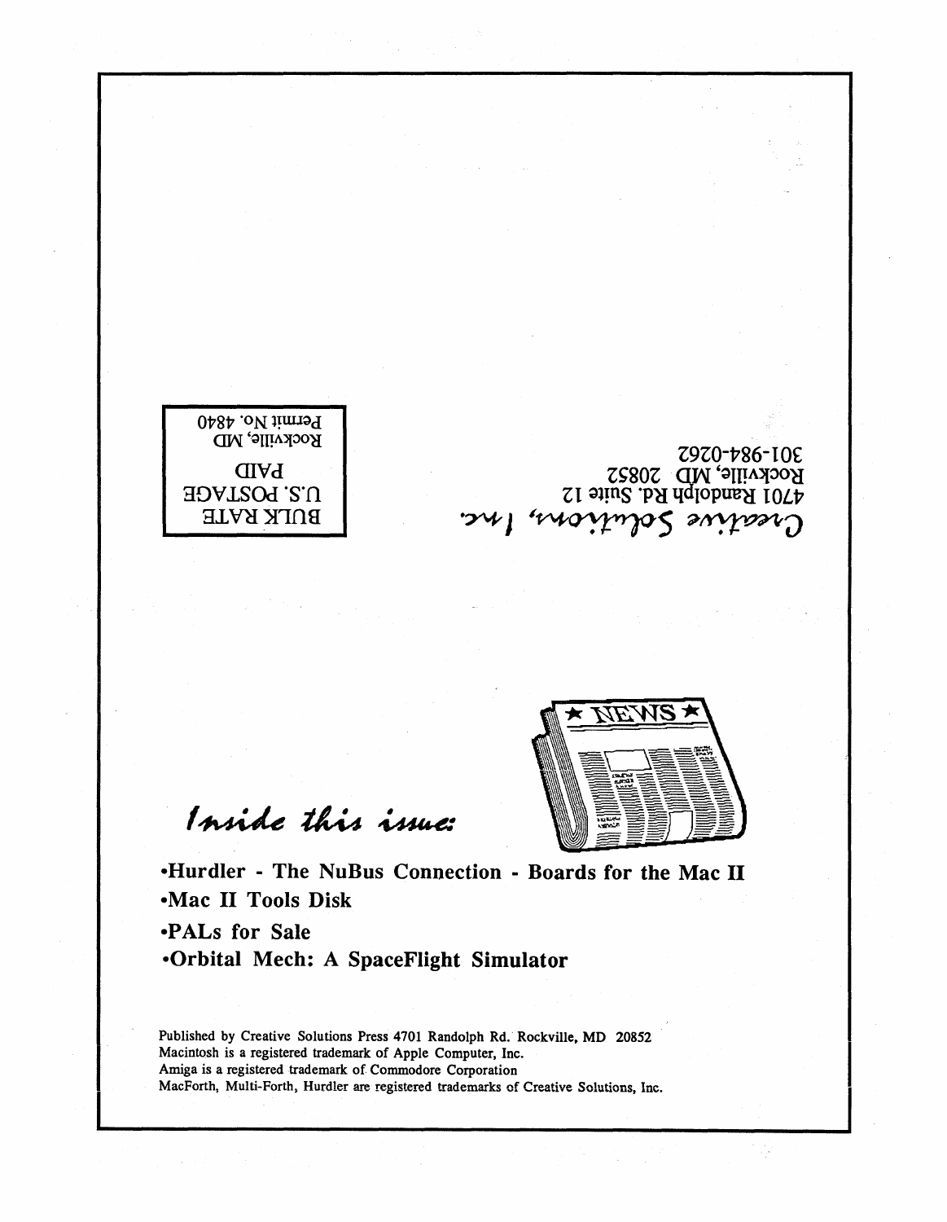BULK RATE
U.S. POSTAGE
PAID
Rockville, MD
Permit No. 4840

*Creative Solutions, Inc.*
4701 Randolph Rd. Suite 12
Rockville, MD 20852
301-984-0262

★ NEWS ★

*Inside this issue:*

- **Hurdler - The NuBus Connection - Boards for the Mac II**
- **Mac II Tools Disk**
- **PALs for Sale**
- **Orbital Mech: A SpaceFlight Simulator**

Published by Creative Solutions Press 4701 Randolph Rd. Rockville, MD 20852
Macintosh is a registered trademark of Apple Computer, Inc.
Amiga is a registered trademark of Commodore Corporation
MacForth, Multi-Forth, Hurdler are registered trademarks of Creative Solutions, Inc.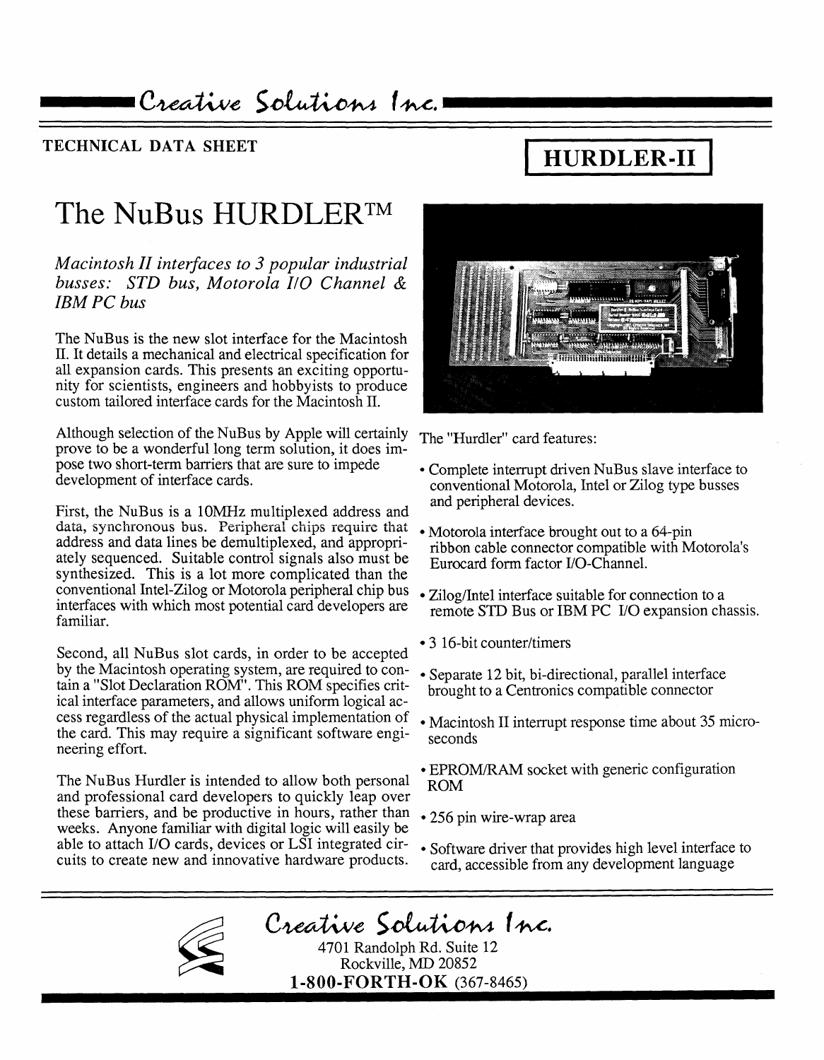Creative Solutions Inc.

TECHNICAL DATA SHEET

**HURDLER-II**

# The NuBus HURDLER™

*Macintosh II interfaces to 3 popular industrial busses: STD bus, Motorola I/O Channel & IBM PC bus*

The NuBus is the new slot interface for the Macintosh II. It details a mechanical and electrical specification for all expansion cards. This presents an exciting opportunity for scientists, engineers and hobbyists to produce custom tailored interface cards for the Macintosh II.

Although selection of the NuBus by Apple will certainly prove to be a wonderful long term solution, it does impose two short-term barriers that are sure to impede development of interface cards.

First, the NuBus is a 10MHz multiplexed address and data, synchronous bus. Peripheral chips require that address and data lines be demultiplexed, and appropriately sequenced. Suitable control signals also must be synthesized. This is a lot more complicated than the conventional Intel-Zilog or Motorola peripheral chip bus interfaces with which most potential card developers are familiar.

Second, all NuBus slot cards, in order to be accepted by the Macintosh operating system, are required to contain a "Slot Declaration ROM". This ROM specifies critical interface parameters, and allows uniform logical access regardless of the actual physical implementation of the card. This may require a significant software engineering effort.

The NuBus Hurdler is intended to allow both personal and professional card developers to quickly leap over these barriers, and be productive in hours, rather than weeks. Anyone familiar with digital logic will easily be able to attach I/O cards, devices or LSI integrated circuits to create new and innovative hardware products.

The "Hurdler" card features:

- Complete interrupt driven NuBus slave interface to conventional Motorola, Intel or Zilog type busses and peripheral devices.
- Motorola interface brought out to a 64-pin ribbon cable connector compatible with Motorola's Eurocard form factor I/O-Channel.
- Zilog/Intel interface suitable for connection to a remote STD Bus or IBM PC I/O expansion chassis.
- 3 16-bit counter/timers
- Separate 12 bit, bi-directional, parallel interface brought to a Centronics compatible connector
- Macintosh II interrupt response time about 35 microseconds
- EPROM/RAM socket with generic configuration ROM
- 256 pin wire-wrap area
- Software driver that provides high level interface to card, accessible from any development language

Creative Solutions Inc.
4701 Randolph Rd. Suite 12
Rockville, MD 20852
**1-800-FORTH-OK** (367-8465)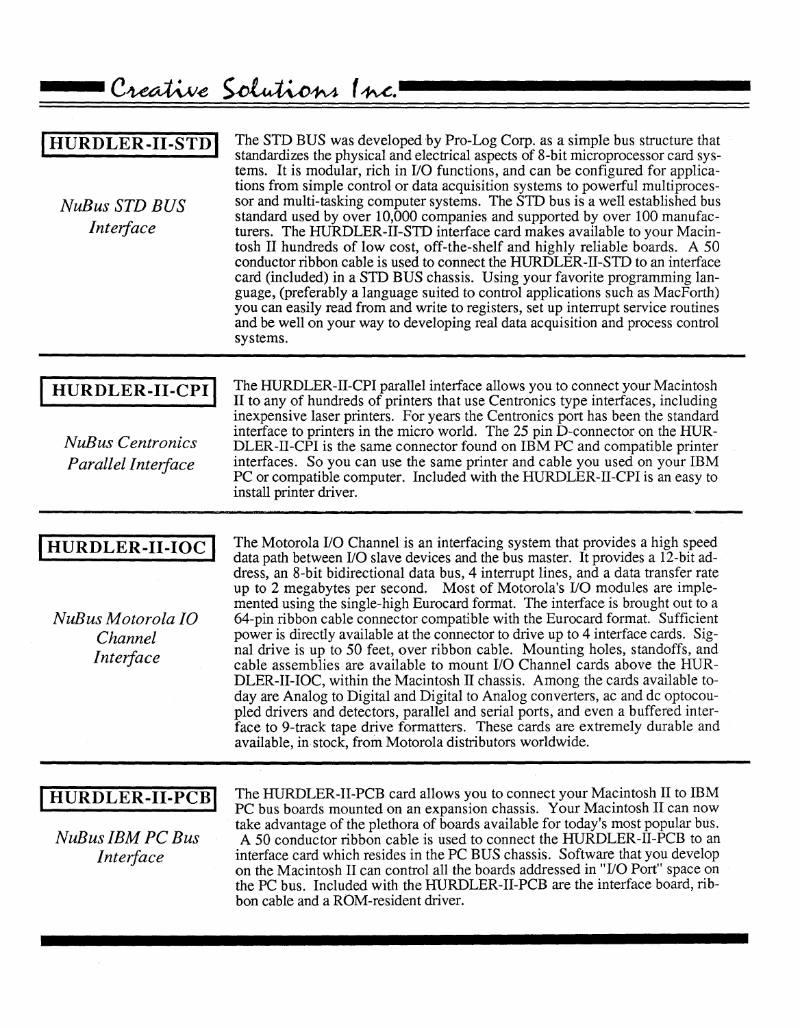# Creative Solutions Inc.

## HURDLER-II-STD

*NuBus STD BUS Interface*

The STD BUS was developed by Pro-Log Corp. as a simple bus structure that standardizes the physical and electrical aspects of 8-bit microprocessor card systems. It is modular, rich in I/O functions, and can be configured for applications from simple control or data acquisition systems to powerful multiprocessor and multi-tasking computer systems. The STD bus is a well established bus standard used by over 10,000 companies and supported by over 100 manufacturers. The HURDLER-II-STD interface card makes available to your Macintosh II hundreds of low cost, off-the-shelf and highly reliable boards. A 50 conductor ribbon cable is used to connect the HURDLER-II-STD to an interface card (included) in a STD BUS chassis. Using your favorite programming language, (preferably a language suited to control applications such as MacForth) you can easily read from and write to registers, set up interrupt service routines and be well on your way to developing real data acquisition and process control systems.

---

## HURDLER-II-CPI

*NuBus Centronics Parallel Interface*

The HURDLER-II-CPI parallel interface allows you to connect your Macintosh II to any of hundreds of printers that use Centronics type interfaces, including inexpensive laser printers. For years the Centronics port has been the standard interface to printers in the micro world. The 25 pin D-connector on the HURDLER-II-CPI is the same connector found on IBM PC and compatible printer interfaces. So you can use the same printer and cable you used on your IBM PC or compatible computer. Included with the HURDLER-II-CPI is an easy to install printer driver.

---

## HURDLER-II-IOC

*NuBus Motorola IO Channel Interface*

The Motorola I/O Channel is an interfacing system that provides a high speed data path between I/O slave devices and the bus master. It provides a 12-bit address, an 8-bit bidirectional data bus, 4 interrupt lines, and a data transfer rate up to 2 megabytes per second. Most of Motorola's I/O modules are implemented using the single-high Eurocard format. The interface is brought out to a 64-pin ribbon cable connector compatible with the Eurocard format. Sufficient power is directly available at the connector to drive up to 4 interface cards. Signal drive is up to 50 feet, over ribbon cable. Mounting holes, standoffs, and cable assemblies are available to mount I/O Channel cards above the HURDLER-II-IOC, within the Macintosh II chassis. Among the cards available today are Analog to Digital and Digital to Analog converters, ac and dc optocoupled drivers and detectors, parallel and serial ports, and even a buffered interface to 9-track tape drive formatters. These cards are extremely durable and available, in stock, from Motorola distributors worldwide.

---

## HURDLER-II-PCB

*NuBus IBM PC Bus Interface*

The HURDLER-II-PCB card allows you to connect your Macintosh II to IBM PC bus boards mounted on an expansion chassis. Your Macintosh II can now take advantage of the plethora of boards available for today's most popular bus. A 50 conductor ribbon cable is used to connect the HURDLER-II-PCB to an interface card which resides in the PC BUS chassis. Software that you develop on the Macintosh II can control all the boards addressed in "I/O Port" space on the PC bus. Included with the HURDLER-II-PCB are the interface board, ribbon cable and a ROM-resident driver.